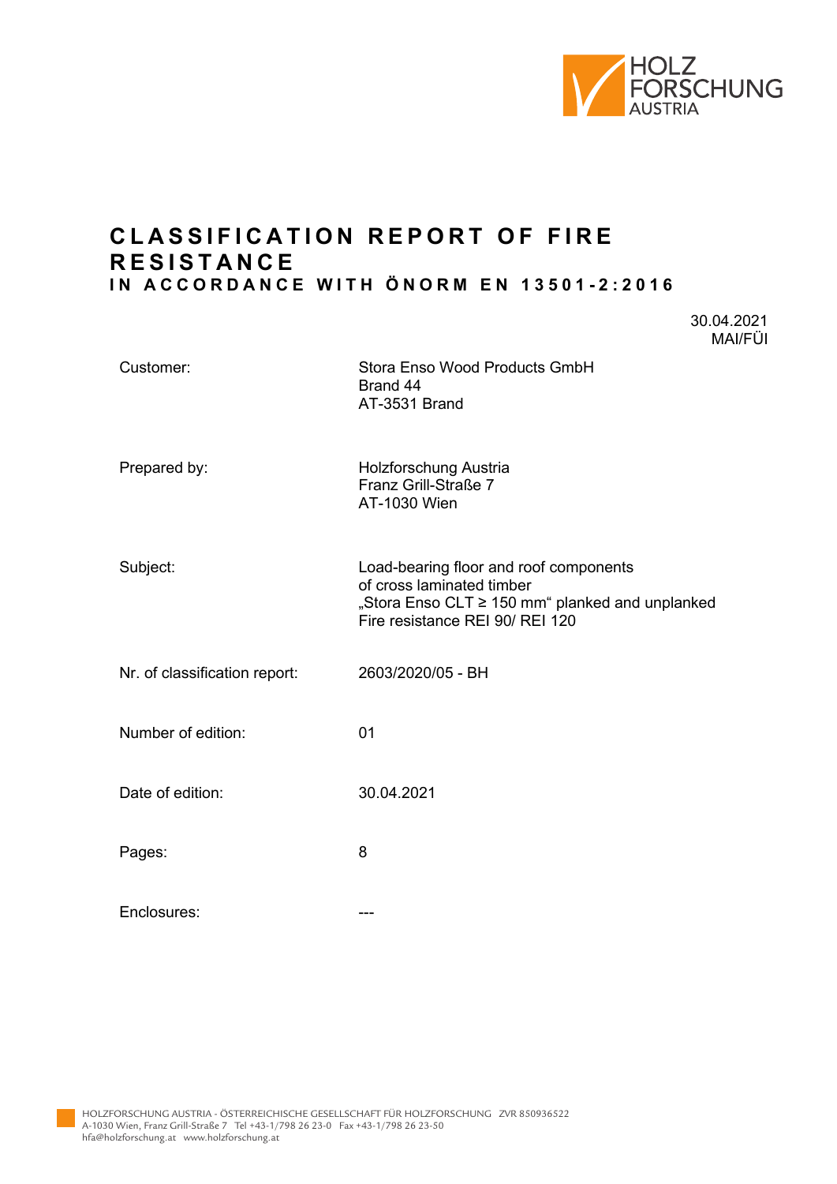# CLASSIFICATION REPORT OF FIRE RESISTANCE

## IN ACCORDANCE WITH ÖNORM EN 13501-2:2016

30.04.2021
MAI/FÜI

| | |
|---|---|
| Customer: | Stora Enso Wood Products GmbH<br>Brand 44<br>AT-3531 Brand |
| Prepared by: | Holzforschung Austria<br>Franz Grill-Straße 7<br>AT-1030 Wien |
| Subject: | Load-bearing floor and roof components of cross laminated timber<br>„Stora Enso CLT ≥ 150 mm“ planked and unplanked<br>Fire resistance REI 90/ REI 120 |
| Nr. of classification report: | 2603/2020/05 - BH |
| Number of edition: | 01 |
| Date of edition: | 30.04.2021 |
| Pages: | 8 |
| Enclosures: | --- |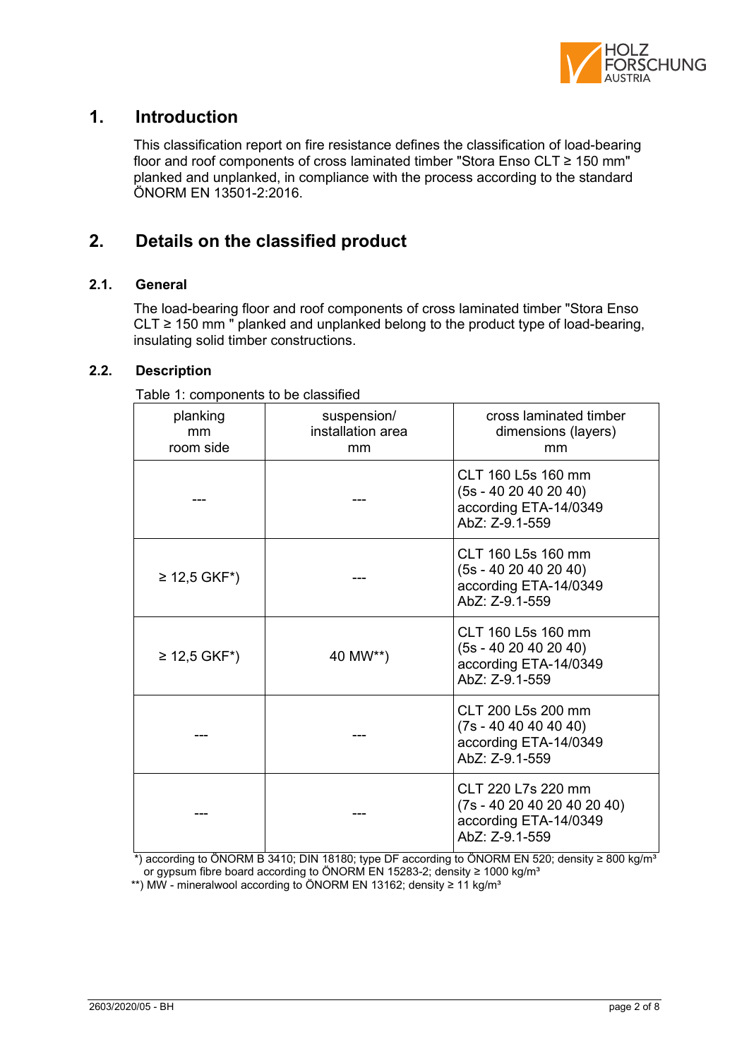## 1. Introduction

This classification report on fire resistance defines the classification of load-bearing floor and roof components of cross laminated timber "Stora Enso CLT ≥ 150 mm" planked and unplanked, in compliance with the process according to the standard ÖNORM EN 13501-2:2016.

## 2. Details on the classified product

### 2.1. General

The load-bearing floor and roof components of cross laminated timber "Stora Enso CLT ≥ 150 mm " planked and unplanked belong to the product type of load-bearing, insulating solid timber constructions.

### 2.2. Description

Table 1: components to be classified

| planking mm room side | suspension/ installation area mm | cross laminated timber dimensions (layers) mm |
|---|---|---|
| --- | --- | CLT 160 L5s 160 mm (5s - 40 20 40 20 40) according ETA-14/0349 AbZ: Z-9.1-559 |
| ≥ 12,5 GKF*) | --- | CLT 160 L5s 160 mm (5s - 40 20 40 20 40) according ETA-14/0349 AbZ: Z-9.1-559 |
| ≥ 12,5 GKF*) | 40 MW**) | CLT 160 L5s 160 mm (5s - 40 20 40 20 40) according ETA-14/0349 AbZ: Z-9.1-559 |
| --- | --- | CLT 200 L5s 200 mm (7s - 40 40 40 40 40) according ETA-14/0349 AbZ: Z-9.1-559 |
| --- | --- | CLT 220 L7s 220 mm (7s - 40 20 40 20 40 20 40) according ETA-14/0349 AbZ: Z-9.1-559 |

*) according to ÖNORM B 3410; DIN 18180; type DF according to ÖNORM EN 520; density ≥ 800 kg/m³ or gypsum fibre board according to ÖNORM EN 15283-2; density ≥ 1000 kg/m³

**) MW - mineralwool according to ÖNORM EN 13162; density ≥ 11 kg/m³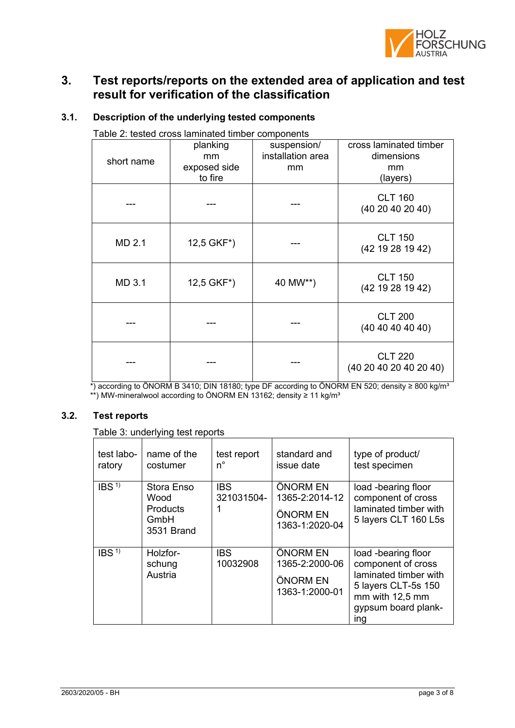# 3. Test reports/reports on the extended area of application and test result for verification of the classification

## 3.1. Description of the underlying tested components

Table 2: tested cross laminated timber components

| short name | planking mm exposed side to fire | suspension/ installation area mm | cross laminated timber dimensions mm (layers) |
|---|---|---|---|
| --- | --- | --- | CLT 160 (40 20 40 20 40) |
| MD 2.1 | 12,5 GKF*) | --- | CLT 150 (42 19 28 19 42) |
| MD 3.1 | 12,5 GKF*) | 40 MW**) | CLT 150 (42 19 28 19 42) |
| --- | --- | --- | CLT 200 (40 40 40 40 40) |
| --- | --- | --- | CLT 220 (40 20 40 20 40 20 40) |

*) according to ÖNORM B 3410; DIN 18180; type DF according to ÖNORM EN 520; density ≥ 800 kg/m³
**) MW-mineralwool according to ÖNORM EN 13162; density ≥ 11 kg/m³

## 3.2. Test reports

Table 3: underlying test reports

| test laboratory | name of the costumer | test report n° | standard and issue date | type of product/ test specimen |
|---|---|---|---|---|
| IBS [1)] | Stora Enso Wood Products GmbH 3531 Brand | IBS 321031504-1 | ÖNORM EN 1365-2:2014-12 ÖNORM EN 1363-1:2020-04 | load -bearing floor component of cross laminated timber with 5 layers CLT 160 L5s |
| IBS [1)] | Holzforschung Austria | IBS 10032908 | ÖNORM EN 1365-2:2000-06 ÖNORM EN 1363-1:2000-01 | load -bearing floor component of cross laminated timber with 5 layers CLT-5s 150 mm with 12,5 mm gypsum board planking |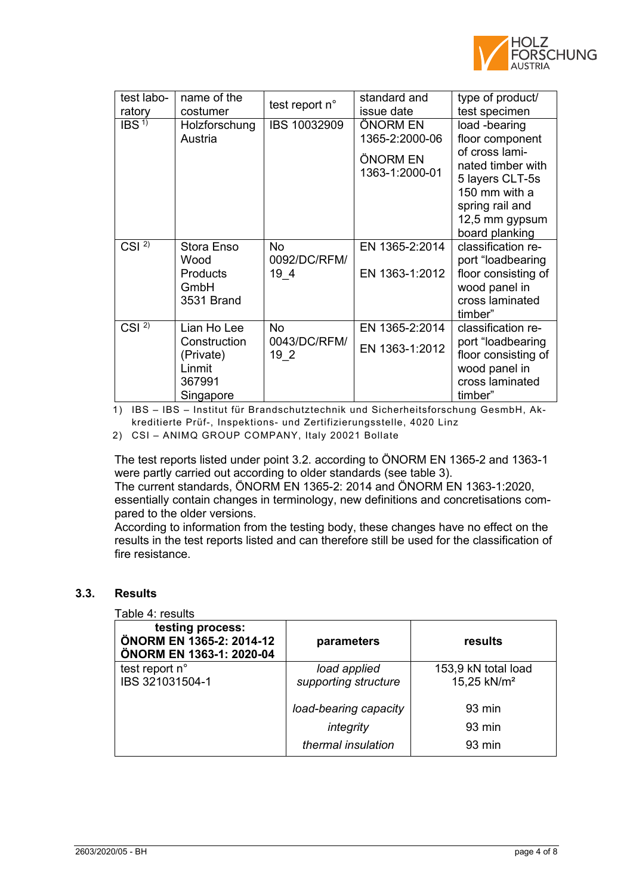| test laboratory | name of the costumer | test report n° | standard and issue date | type of product/ test specimen |
|---|---|---|---|---|
| IBS [1] | Holzforschung Austria | IBS 10032909 | ÖNORM EN 1365-2:2000-06<br>ÖNORM EN 1363-1:2000-01 | load -bearing floor component of cross laminated timber with 5 layers CLT-5s 150 mm with a spring rail and 12,5 mm gypsum board planking |
| CSI [2] | Stora Enso Wood Products GmbH 3531 Brand | No 0092/DC/RFM/ 19_4 | EN 1365-2:2014<br>EN 1363-1:2012 | classification report "loadbearing floor consisting of wood panel in cross laminated timber" |
| CSI [2] | Lian Ho Lee Construction (Private) Linmit 367991 Singapore | No 0043/DC/RFM/ 19_2 | EN 1365-2:2014<br>EN 1363-1:2012 | classification report "loadbearing floor consisting of wood panel in cross laminated timber" |

1) IBS – IBS – Institut für Brandschutztechnik und Sicherheitsforschung GesmbH, Akkreditierte Prüf-, Inspektions- und Zertifizierungsstelle, 4020 Linz

2) CSI – ANIMQ GROUP COMPANY, Italy 20021 Bollate

The test reports listed under point 3.2. according to ÖNORM EN 1365-2 and 1363-1 were partly carried out according to older standards (see table 3).
The current standards, ÖNORM EN 1365-2: 2014 and ÖNORM EN 1363-1:2020, essentially contain changes in terminology, new definitions and concretisations compared to the older versions.
According to information from the testing body, these changes have no effect on the results in the test reports listed and can therefore still be used for the classification of fire resistance.

## 3.3. Results

Table 4: results

| **testing process: ÖNORM EN 1365-2: 2014-12 ÖNORM EN 1363-1: 2020-04** | **parameters** | **results** |
|---|---|---|
| test report n° IBS 321031504-1 | *load applied supporting structure* | 153,9 kN total load 15,25 kN/m² |
| | *load-bearing capacity* | 93 min |
| | *integrity* | 93 min |
| | *thermal insulation* | 93 min |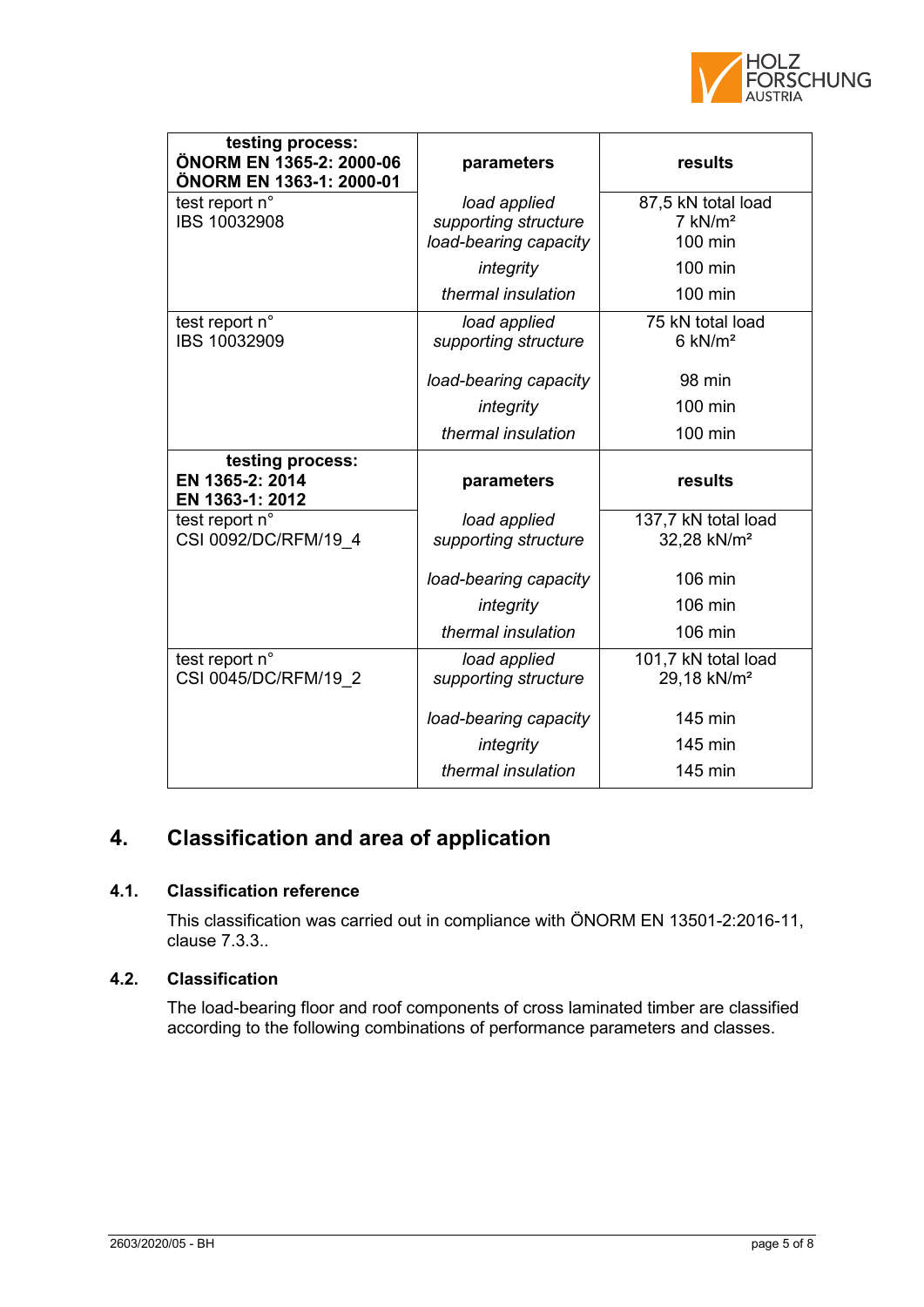| testing process:<br>ÖNORM EN 1365-2: 2000-06<br>ÖNORM EN 1363-1: 2000-01 | parameters | results |
|---|---|---|
| test report n°<br>IBS 10032908 | *load applied*<br>*supporting structure* | 87,5 kN total load<br>7 kN/m² |
| | *load-bearing capacity* | 100 min |
| | *integrity* | 100 min |
| | *thermal insulation* | 100 min |
| test report n°<br>IBS 10032909 | *load applied*<br>*supporting structure* | 75 kN total load<br>6 kN/m² |
| | *load-bearing capacity* | 98 min |
| | *integrity* | 100 min |
| | *thermal insulation* | 100 min |
| **testing process:<br>EN 1365-2: 2014<br>EN 1363-1: 2012** | **parameters** | **results** |
| test report n°<br>CSI 0092/DC/RFM/19_4 | *load applied*<br>*supporting structure* | 137,7 kN total load<br>32,28 kN/m² |
| | *load-bearing capacity* | 106 min |
| | *integrity* | 106 min |
| | *thermal insulation* | 106 min |
| test report n°<br>CSI 0045/DC/RFM/19_2 | *load applied*<br>*supporting structure* | 101,7 kN total load<br>29,18 kN/m² |
| | *load-bearing capacity* | 145 min |
| | *integrity* | 145 min |
| | *thermal insulation* | 145 min |

## 4. Classification and area of application

### 4.1. Classification reference

This classification was carried out in compliance with ÖNORM EN 13501-2:2016-11, clause 7.3.3..

### 4.2. Classification

The load-bearing floor and roof components of cross laminated timber are classified according to the following combinations of performance parameters and classes.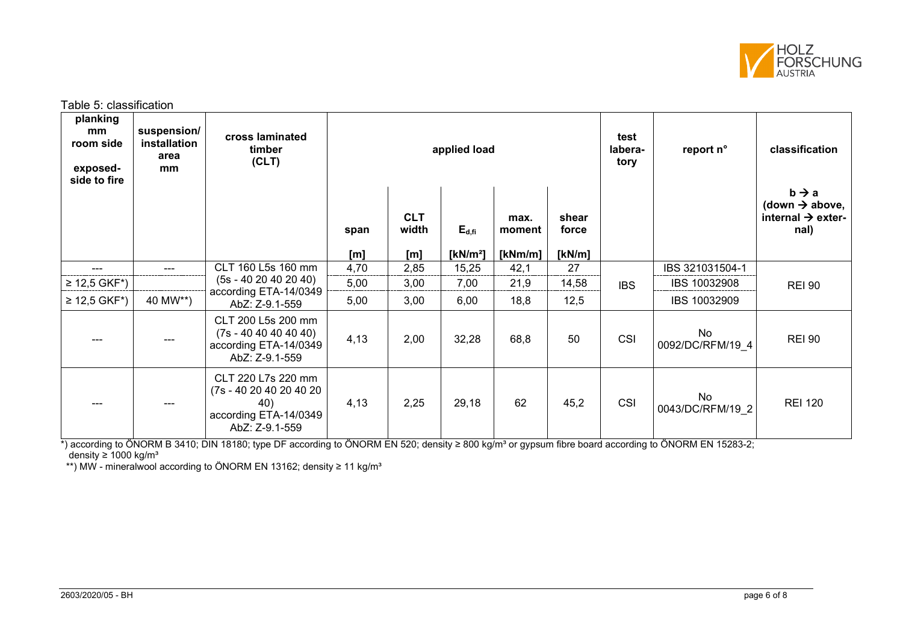Table 5: classification

| planking mm room side exposed-side to fire | suspension/ installation area mm | cross laminated timber (CLT) | applied load | | | | | test labera-tory | report n° | classification |
|---|---|---|---|---|---|---|---|---|---|---|
| | | | span | CLT width | $E_{d,fi}$ | max. moment | shear force | | | b → a (down → above, internal → exter-nal) |
| | | | [m] | [m] | [kN/m²] | [kNm/m] | [kN/m] | | | |
| --- | --- | CLT 160 L5s 160 mm (5s - 40 20 40 20 40) according ETA-14/0349 AbZ: Z-9.1-559 | 4,70 | 2,85 | 15,25 | 42,1 | 27 | IBS | IBS 321031504-1 | REI 90 |
| ≥ 12,5 GKF*) | | | 5,00 | 3,00 | 7,00 | 21,9 | 14,58 | | IBS 10032908 | |
| ≥ 12,5 GKF*) | 40 MW**) | | 5,00 | 3,00 | 6,00 | 18,8 | 12,5 | | IBS 10032909 | |
| --- | --- | CLT 200 L5s 200 mm (7s - 40 40 40 40 40) according ETA-14/0349 AbZ: Z-9.1-559 | 4,13 | 2,00 | 32,28 | 68,8 | 50 | CSI | No 0092/DC/RFM/19_4 | REI 90 |
| --- | --- | CLT 220 L7s 220 mm (7s - 40 20 40 20 40 20 40) according ETA-14/0349 AbZ: Z-9.1-559 | 4,13 | 2,25 | 29,18 | 62 | 45,2 | CSI | No 0043/DC/RFM/19_2 | REI 120 |

*) according to ÖNORM B 3410; DIN 18180; type DF according to ÖNORM EN 520; density ≥ 800 kg/m³ or gypsum fibre board according to ÖNORM EN 15283-2; density ≥ 1000 kg/m³

**) MW - mineralwool according to ÖNORM EN 13162; density ≥ 11 kg/m³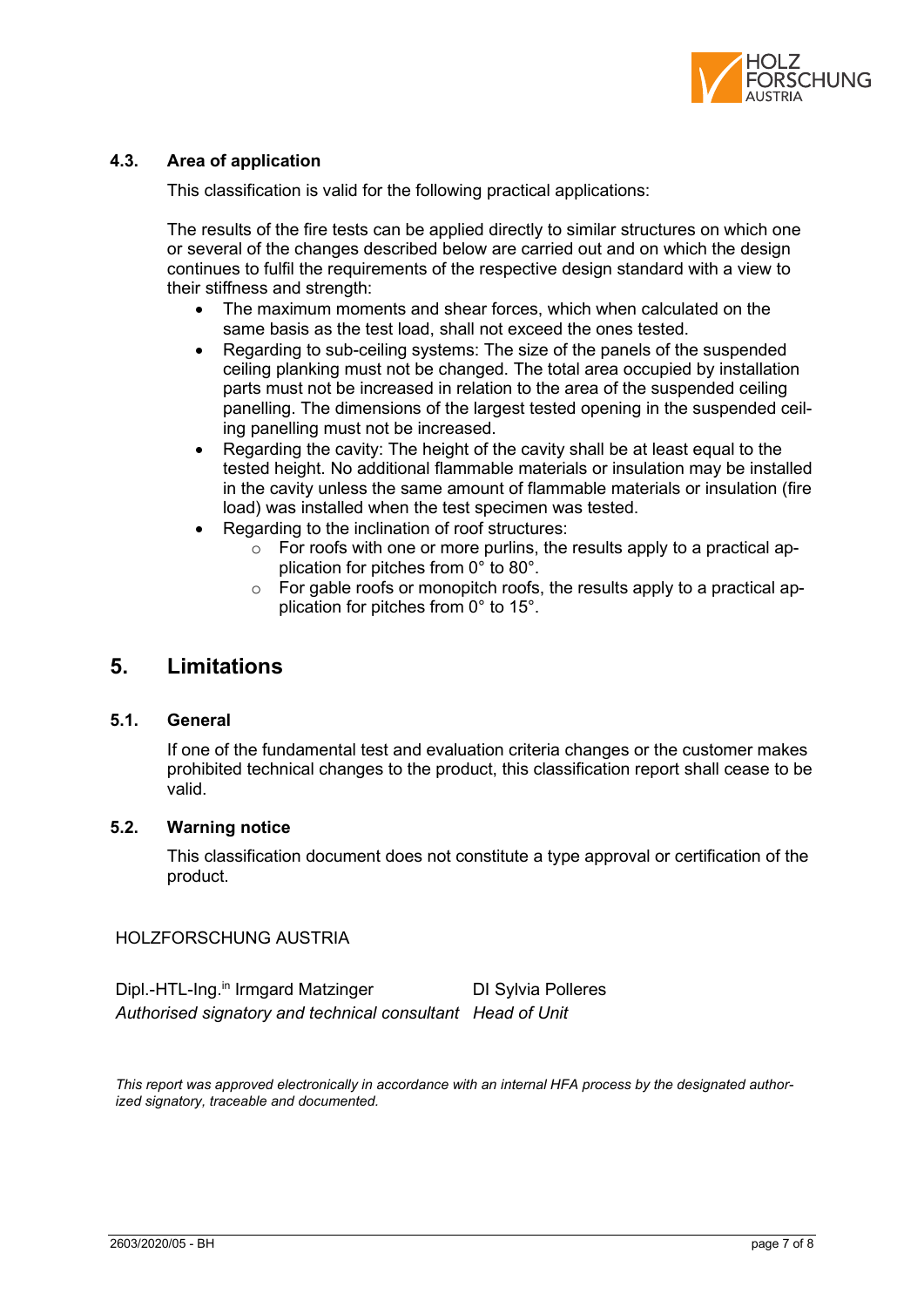### 4.3. Area of application

This classification is valid for the following practical applications:

The results of the fire tests can be applied directly to similar structures on which one or several of the changes described below are carried out and on which the design continues to fulfil the requirements of the respective design standard with a view to their stiffness and strength:

- The maximum moments and shear forces, which when calculated on the same basis as the test load, shall not exceed the ones tested.
- Regarding to sub-ceiling systems: The size of the panels of the suspended ceiling planking must not be changed. The total area occupied by installation parts must not be increased in relation to the area of the suspended ceiling panelling. The dimensions of the largest tested opening in the suspended ceiling panelling must not be increased.
- Regarding the cavity: The height of the cavity shall be at least equal to the tested height. No additional flammable materials or insulation may be installed in the cavity unless the same amount of flammable materials or insulation (fire load) was installed when the test specimen was tested.
- Regarding to the inclination of roof structures:
  - For roofs with one or more purlins, the results apply to a practical application for pitches from 0° to 80°.
  - For gable roofs or monopitch roofs, the results apply to a practical application for pitches from 0° to 15°.

## 5. Limitations

### 5.1. General

If one of the fundamental test and evaluation criteria changes or the customer makes prohibited technical changes to the product, this classification report shall cease to be valid.

### 5.2. Warning notice

This classification document does not constitute a type approval or certification of the product.

HOLZFORSCHUNG AUSTRIA

| Dipl.-HTL-Ing.in Irmgard Matzinger | DI Sylvia Polleres |
|---|---|
| *Authorised signatory and technical consultant* | *Head of Unit* |

*This report was approved electronically in accordance with an internal HFA process by the designated authorized signatory, traceable and documented.*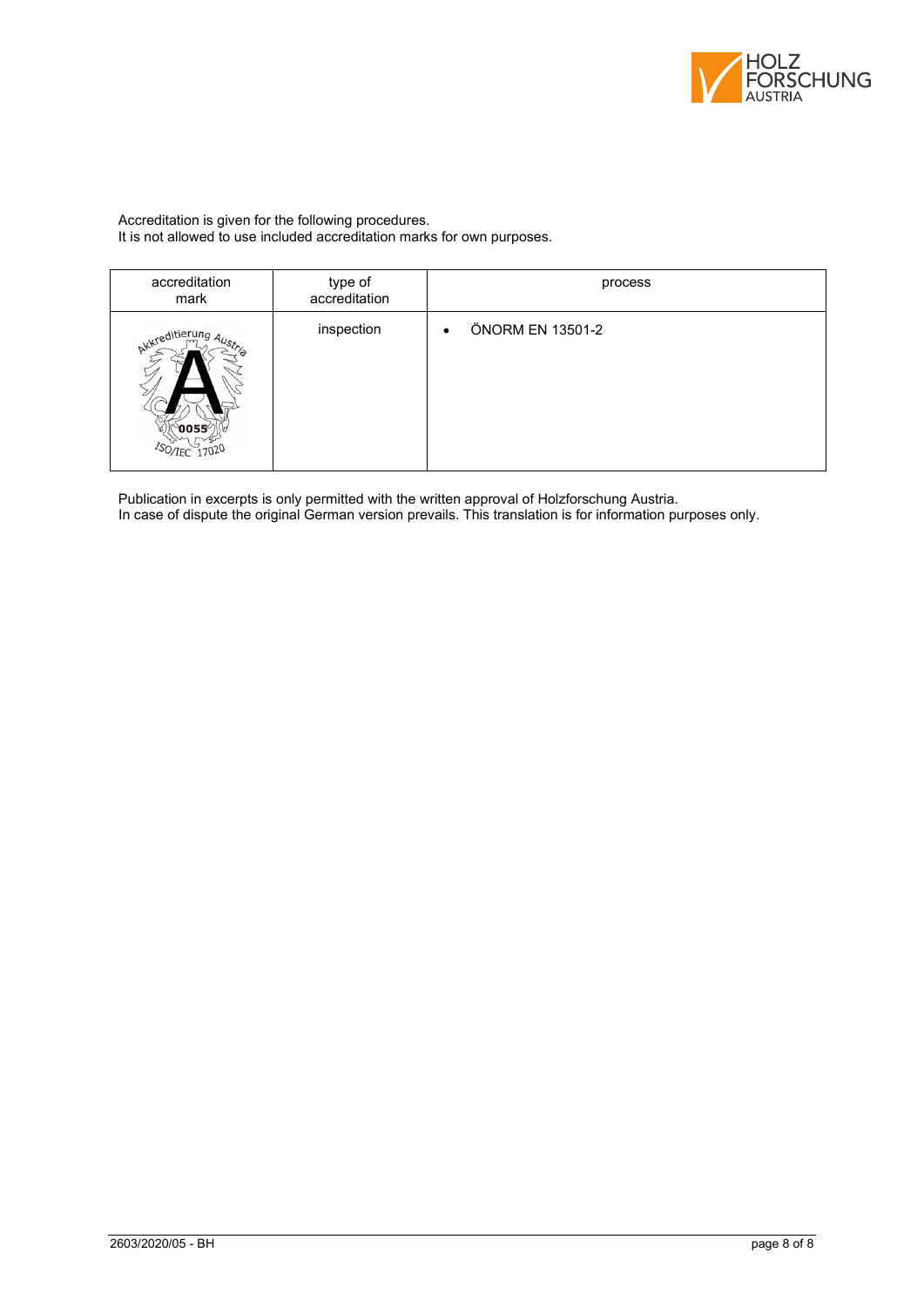Accreditation is given for the following procedures.
It is not allowed to use included accreditation marks for own purposes.

| accreditation mark | type of accreditation | process |
|---|---|---|
| Akkreditierung Austria 0055 ISO/IEC 17020 | inspection | • ÖNORM EN 13501-2 |

Publication in excerpts is only permitted with the written approval of Holzforschung Austria.
In case of dispute the original German version prevails. This translation is for information purposes only.